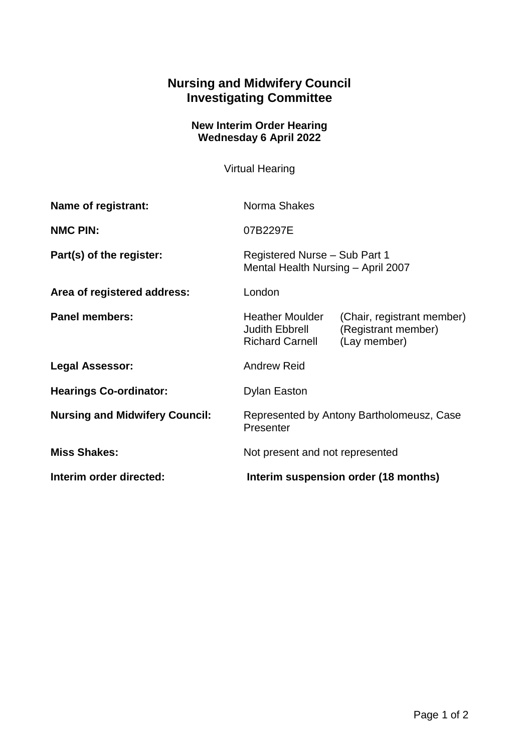# Nursing and Midwifery Council
# Investigating Committee

### New Interim Order Hearing
### Wednesday 6 April 2022

Virtual Hearing

| | | |
|---|---|---|
| **Name of registrant:** | Norma Shakes | |
| **NMC PIN:** | 07B2297E | |
| **Part(s) of the register:** | Registered Nurse – Sub Part 1<br>Mental Health Nursing – April 2007 | |
| **Area of registered address:** | London | |
| **Panel members:** | Heather Moulder<br>Judith Ebbrell<br>Richard Carnell | (Chair, registrant member)<br>(Registrant member)<br>(Lay member) |
| **Legal Assessor:** | Andrew Reid | |
| **Hearings Co-ordinator:** | Dylan Easton | |
| **Nursing and Midwifery Council:** | Represented by Antony Bartholomeusz, Case Presenter | |
| **Miss Shakes:** | Not present and not represented | |
| **Interim order directed:** | **Interim suspension order (18 months)** | |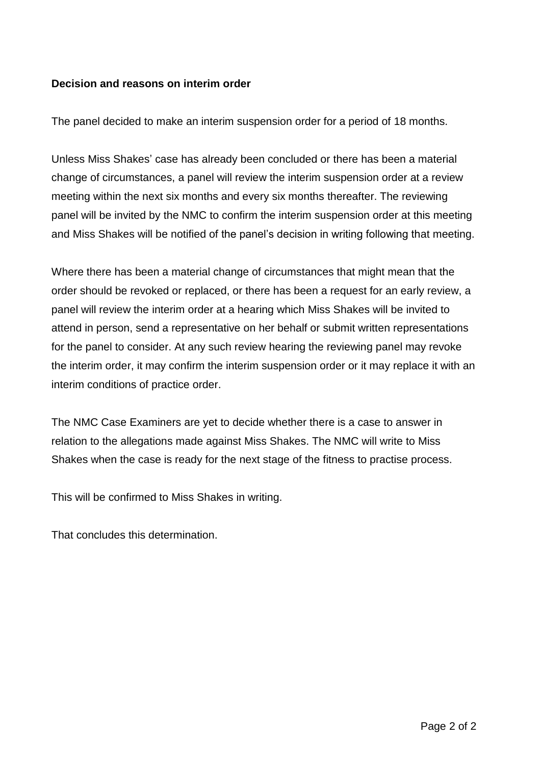**Decision and reasons on interim order**

The panel decided to make an interim suspension order for a period of 18 months.

Unless Miss Shakes' case has already been concluded or there has been a material change of circumstances, a panel will review the interim suspension order at a review meeting within the next six months and every six months thereafter. The reviewing panel will be invited by the NMC to confirm the interim suspension order at this meeting and Miss Shakes will be notified of the panel's decision in writing following that meeting.

Where there has been a material change of circumstances that might mean that the order should be revoked or replaced, or there has been a request for an early review, a panel will review the interim order at a hearing which Miss Shakes will be invited to attend in person, send a representative on her behalf or submit written representations for the panel to consider. At any such review hearing the reviewing panel may revoke the interim order, it may confirm the interim suspension order or it may replace it with an interim conditions of practice order.

The NMC Case Examiners are yet to decide whether there is a case to answer in relation to the allegations made against Miss Shakes. The NMC will write to Miss Shakes when the case is ready for the next stage of the fitness to practise process.

This will be confirmed to Miss Shakes in writing.

That concludes this determination.